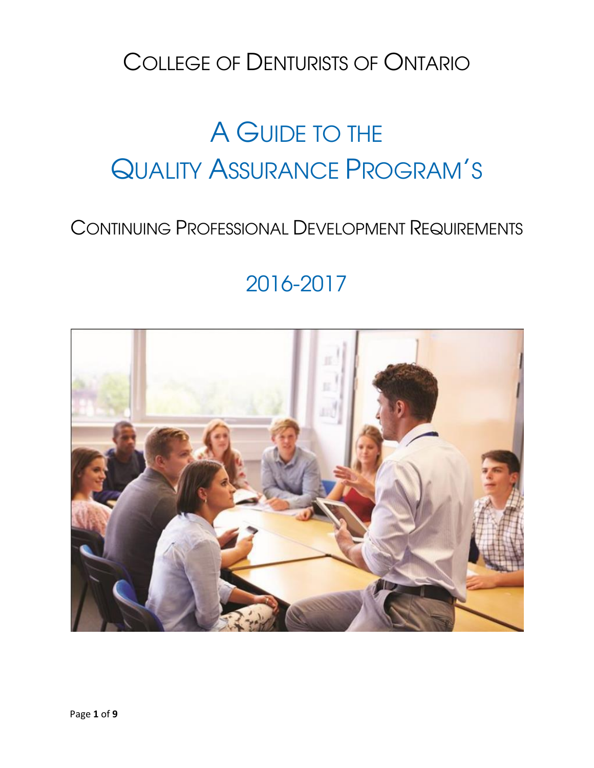College of Denturists of Ontario

# A Guide to the Quality Assurance Program's

## Continuing Professional Development Requirements

## 2016-2017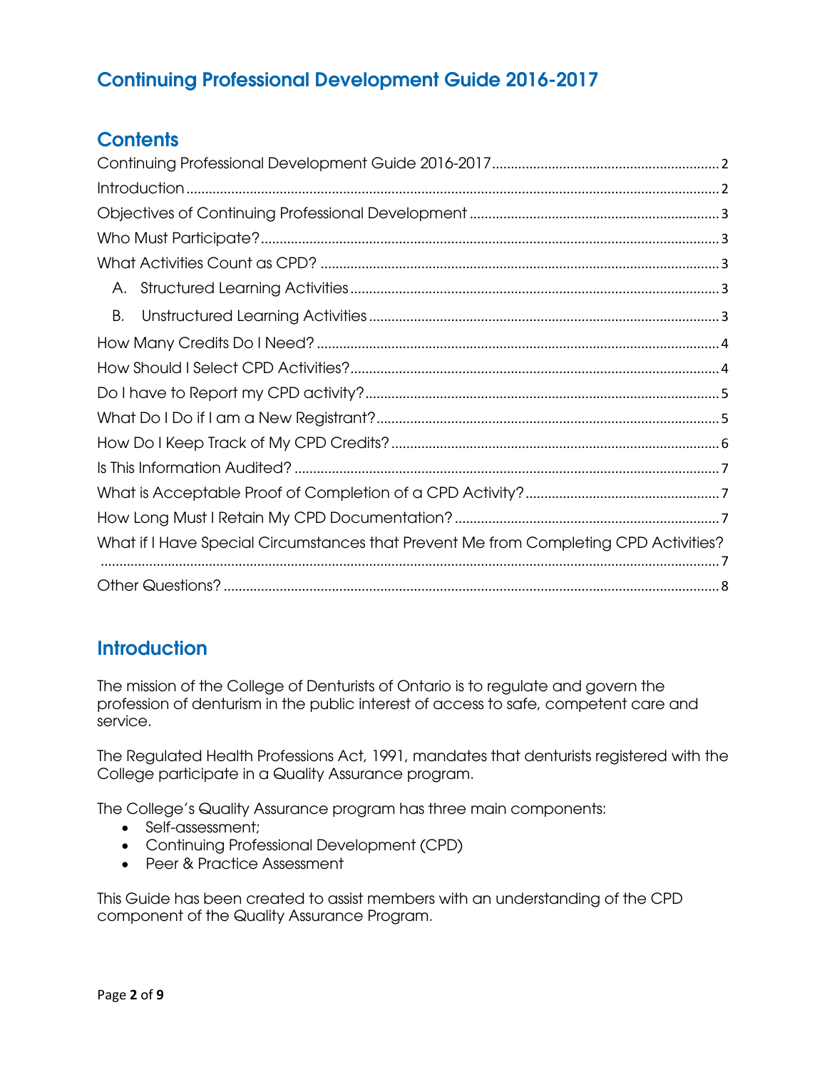# Continuing Professional Development Guide 2016-2017

## Contents

- Continuing Professional Development Guide 2016-2017 .......... 2
- Introduction .......... 2
- Objectives of Continuing Professional Development .......... 3
- Who Must Participate? .......... 3
- What Activities Count as CPD? .......... 3
  - A. Structured Learning Activities .......... 3
  - B. Unstructured Learning Activities .......... 3
- How Many Credits Do I Need? .......... 4
- How Should I Select CPD Activities? .......... 4
- Do I have to Report my CPD activity? .......... 5
- What Do I Do if I am a New Registrant? .......... 5
- How Do I Keep Track of My CPD Credits? .......... 6
- Is This Information Audited? .......... 7
- What is Acceptable Proof of Completion of a CPD Activity? .......... 7
- How Long Must I Retain My CPD Documentation? .......... 7
- What if I Have Special Circumstances that Prevent Me from Completing CPD Activities? .......... 7
- Other Questions? .......... 8

## Introduction

The mission of the College of Denturists of Ontario is to regulate and govern the profession of denturism in the public interest of access to safe, competent care and service.

The Regulated Health Professions Act, 1991, mandates that denturists registered with the College participate in a Quality Assurance program.

The College's Quality Assurance program has three main components:

- Self-assessment;
- Continuing Professional Development (CPD)
- Peer & Practice Assessment

This Guide has been created to assist members with an understanding of the CPD component of the Quality Assurance Program.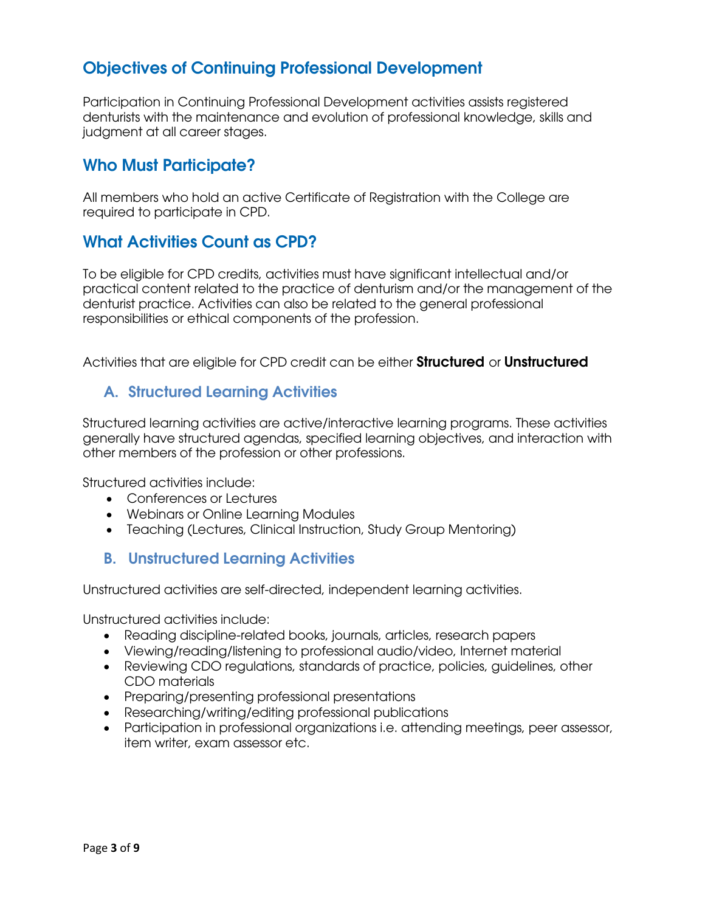## Objectives of Continuing Professional Development

Participation in Continuing Professional Development activities assists registered denturists with the maintenance and evolution of professional knowledge, skills and judgment at all career stages.

## Who Must Participate?

All members who hold an active Certificate of Registration with the College are required to participate in CPD.

## What Activities Count as CPD?

To be eligible for CPD credits, activities must have significant intellectual and/or practical content related to the practice of denturism and/or the management of the denturist practice. Activities can also be related to the general professional responsibilities or ethical components of the profession.

Activities that are eligible for CPD credit can be either **Structured** or **Unstructured**

### A. Structured Learning Activities

Structured learning activities are active/interactive learning programs. These activities generally have structured agendas, specified learning objectives, and interaction with other members of the profession or other professions.

Structured activities include:

- Conferences or Lectures
- Webinars or Online Learning Modules
- Teaching (Lectures, Clinical Instruction, Study Group Mentoring)

### B. Unstructured Learning Activities

Unstructured activities are self-directed, independent learning activities.

Unstructured activities include:

- Reading discipline-related books, journals, articles, research papers
- Viewing/reading/listening to professional audio/video, Internet material
- Reviewing CDO regulations, standards of practice, policies, guidelines, other CDO materials
- Preparing/presenting professional presentations
- Researching/writing/editing professional publications
- Participation in professional organizations i.e. attending meetings, peer assessor, item writer, exam assessor etc.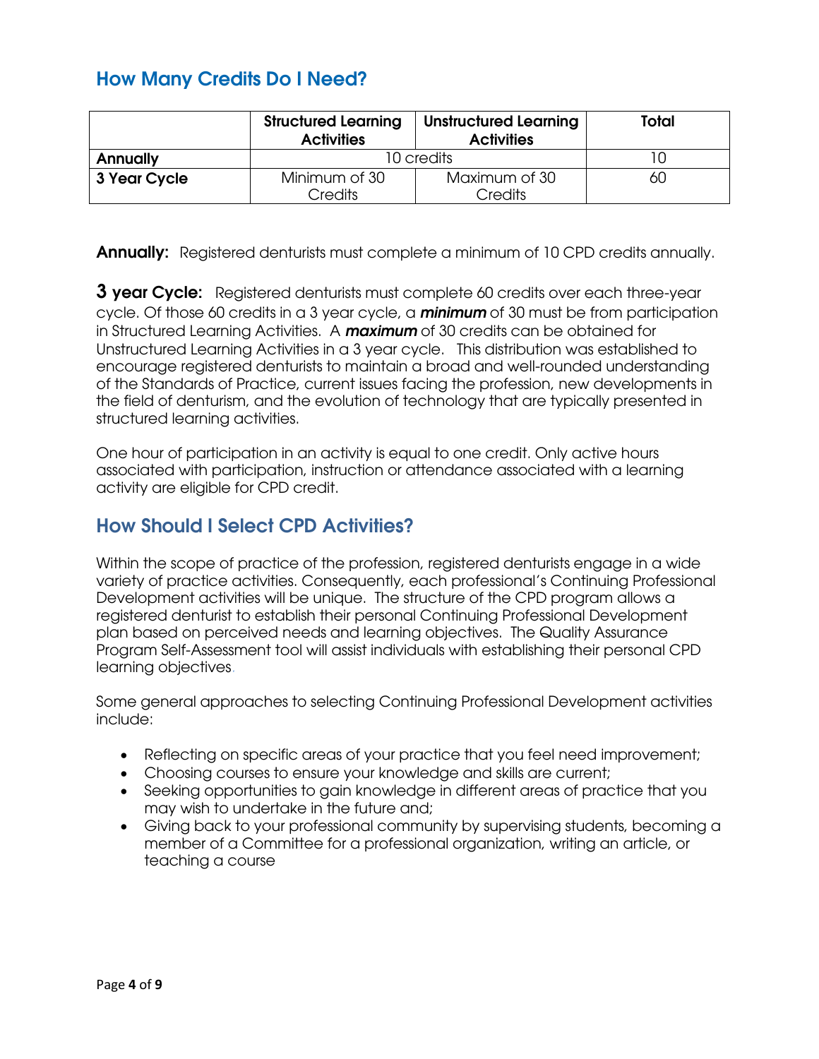## How Many Credits Do I Need?

| | Structured Learning Activities | Unstructured Learning Activities | Total |
|---|---|---|---|
| **Annually** | 10 credits | | 10 |
| **3 Year Cycle** | Minimum of 30 Credits | Maximum of 30 Credits | 60 |

**Annually:** Registered denturists must complete a minimum of 10 CPD credits annually.

**3 year Cycle:** Registered denturists must complete 60 credits over each three-year cycle. Of those 60 credits in a 3 year cycle, a ***minimum*** of 30 must be from participation in Structured Learning Activities. A ***maximum*** of 30 credits can be obtained for Unstructured Learning Activities in a 3 year cycle. This distribution was established to encourage registered denturists to maintain a broad and well-rounded understanding of the Standards of Practice, current issues facing the profession, new developments in the field of denturism, and the evolution of technology that are typically presented in structured learning activities.

One hour of participation in an activity is equal to one credit. Only active hours associated with participation, instruction or attendance associated with a learning activity are eligible for CPD credit.

## How Should I Select CPD Activities?

Within the scope of practice of the profession, registered denturists engage in a wide variety of practice activities. Consequently, each professional's Continuing Professional Development activities will be unique. The structure of the CPD program allows a registered denturist to establish their personal Continuing Professional Development plan based on perceived needs and learning objectives. The Quality Assurance Program Self-Assessment tool will assist individuals with establishing their personal CPD learning objectives.

Some general approaches to selecting Continuing Professional Development activities include:

- Reflecting on specific areas of your practice that you feel need improvement;
- Choosing courses to ensure your knowledge and skills are current;
- Seeking opportunities to gain knowledge in different areas of practice that you may wish to undertake in the future and;
- Giving back to your professional community by supervising students, becoming a member of a Committee for a professional organization, writing an article, or teaching a course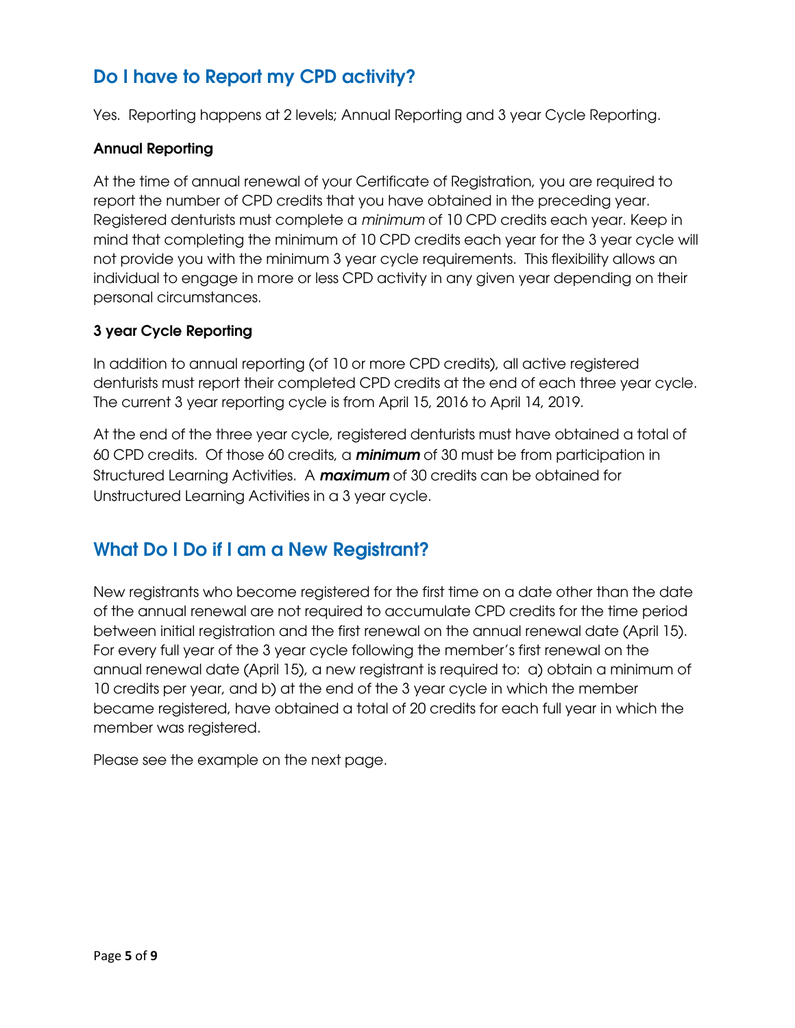## Do I have to Report my CPD activity?

Yes. Reporting happens at 2 levels; Annual Reporting and 3 year Cycle Reporting.

### Annual Reporting

At the time of annual renewal of your Certificate of Registration, you are required to report the number of CPD credits that you have obtained in the preceding year. Registered denturists must complete a *minimum* of 10 CPD credits each year. Keep in mind that completing the minimum of 10 CPD credits each year for the 3 year cycle will not provide you with the minimum 3 year cycle requirements. This flexibility allows an individual to engage in more or less CPD activity in any given year depending on their personal circumstances.

### 3 year Cycle Reporting

In addition to annual reporting (of 10 or more CPD credits), all active registered denturists must report their completed CPD credits at the end of each three year cycle. The current 3 year reporting cycle is from April 15, 2016 to April 14, 2019.

At the end of the three year cycle, registered denturists must have obtained a total of 60 CPD credits. Of those 60 credits, a ***minimum*** of 30 must be from participation in Structured Learning Activities. A ***maximum*** of 30 credits can be obtained for Unstructured Learning Activities in a 3 year cycle.

## What Do I Do if I am a New Registrant?

New registrants who become registered for the first time on a date other than the date of the annual renewal are not required to accumulate CPD credits for the time period between initial registration and the first renewal on the annual renewal date (April 15). For every full year of the 3 year cycle following the member's first renewal on the annual renewal date (April 15), a new registrant is required to: a) obtain a minimum of 10 credits per year, and b) at the end of the 3 year cycle in which the member became registered, have obtained a total of 20 credits for each full year in which the member was registered.

Please see the example on the next page.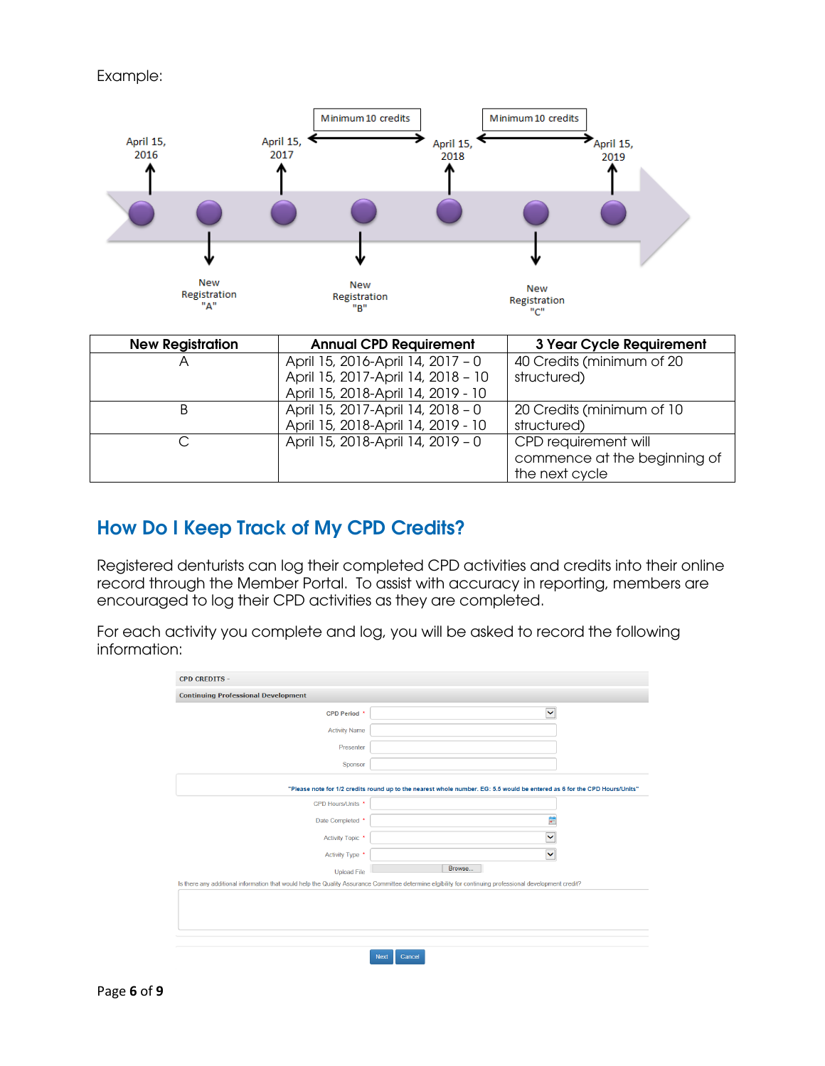Example:

| New Registration | Annual CPD Requirement | 3 Year Cycle Requirement |
|---|---|---|
| A | April 15, 2016-April 14, 2017 – 0<br>April 15, 2017-April 14, 2018 – 10<br>April 15, 2018-April 14, 2019 - 10 | 40 Credits (minimum of 20 structured) |
| B | April 15, 2017-April 14, 2018 – 0<br>April 15, 2018-April 14, 2019 - 10 | 20 Credits (minimum of 10 structured) |
| C | April 15, 2018-April 14, 2019 – 0 | CPD requirement will commence at the beginning of the next cycle |

## How Do I Keep Track of My CPD Credits?

Registered denturists can log their completed CPD activities and credits into their online record through the Member Portal. To assist with accuracy in reporting, members are encouraged to log their CPD activities as they are completed.

For each activity you complete and log, you will be asked to record the following information: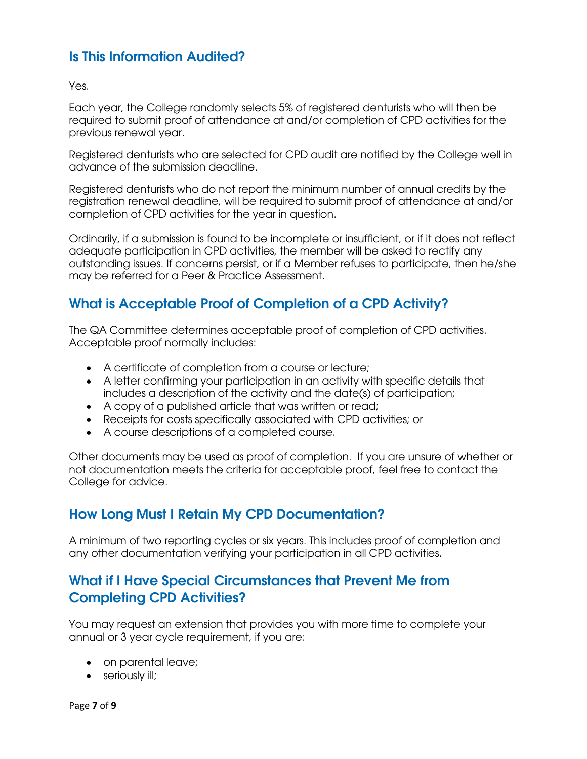## Is This Information Audited?

Yes.

Each year, the College randomly selects 5% of registered denturists who will then be required to submit proof of attendance at and/or completion of CPD activities for the previous renewal year.

Registered denturists who are selected for CPD audit are notified by the College well in advance of the submission deadline.

Registered denturists who do not report the minimum number of annual credits by the registration renewal deadline, will be required to submit proof of attendance at and/or completion of CPD activities for the year in question.

Ordinarily, if a submission is found to be incomplete or insufficient, or if it does not reflect adequate participation in CPD activities, the member will be asked to rectify any outstanding issues. If concerns persist, or if a Member refuses to participate, then he/she may be referred for a Peer & Practice Assessment.

## What is Acceptable Proof of Completion of a CPD Activity?

The QA Committee determines acceptable proof of completion of CPD activities. Acceptable proof normally includes:

- A certificate of completion from a course or lecture;
- A letter confirming your participation in an activity with specific details that includes a description of the activity and the date(s) of participation;
- A copy of a published article that was written or read;
- Receipts for costs specifically associated with CPD activities; or
- A course descriptions of a completed course.

Other documents may be used as proof of completion. If you are unsure of whether or not documentation meets the criteria for acceptable proof, feel free to contact the College for advice.

## How Long Must I Retain My CPD Documentation?

A minimum of two reporting cycles or six years. This includes proof of completion and any other documentation verifying your participation in all CPD activities.

## What if I Have Special Circumstances that Prevent Me from Completing CPD Activities?

You may request an extension that provides you with more time to complete your annual or 3 year cycle requirement, if you are:

- on parental leave;
- seriously ill;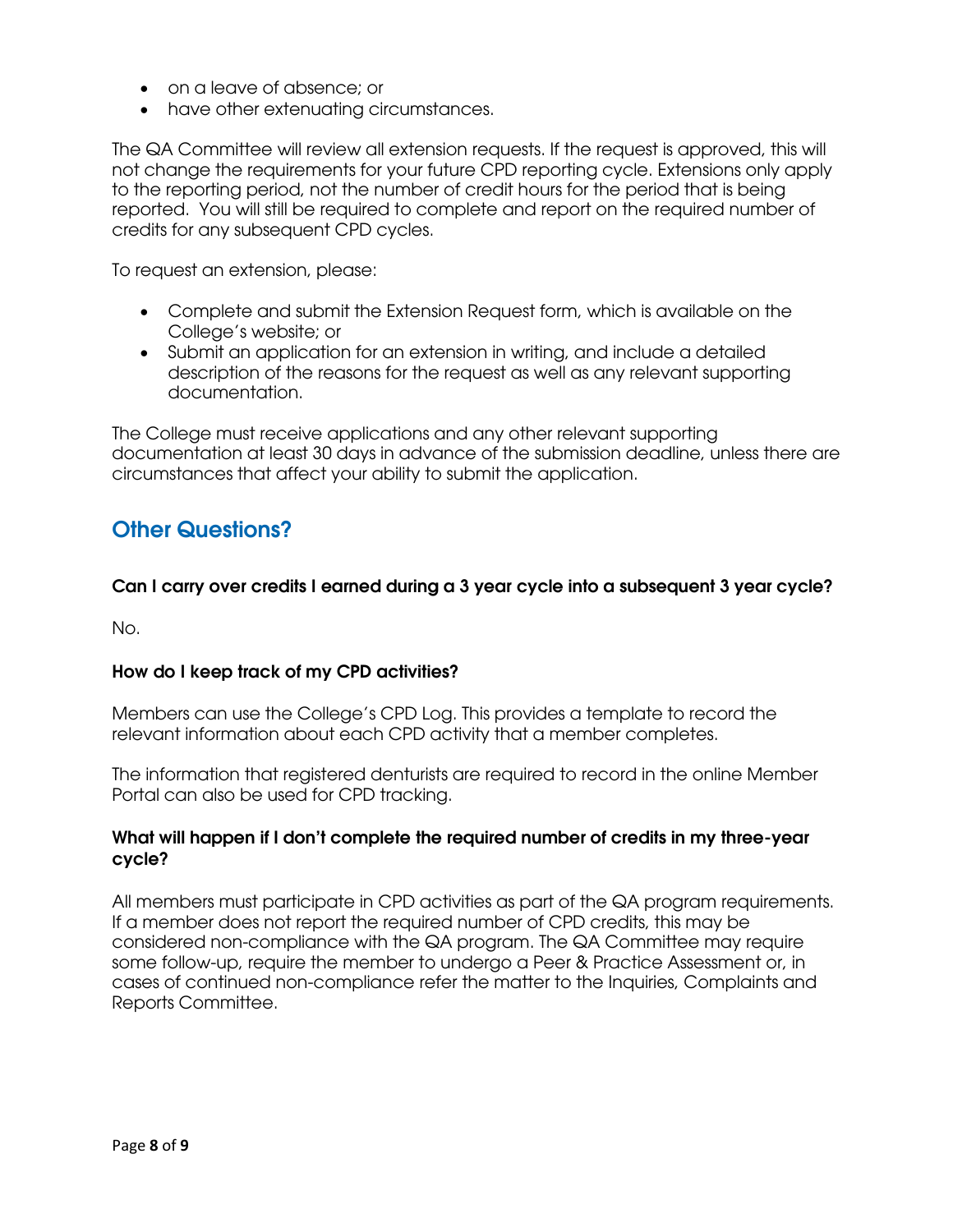- on a leave of absence; or
- have other extenuating circumstances.

The QA Committee will review all extension requests. If the request is approved, this will not change the requirements for your future CPD reporting cycle. Extensions only apply to the reporting period, not the number of credit hours for the period that is being reported. You will still be required to complete and report on the required number of credits for any subsequent CPD cycles.

To request an extension, please:

- Complete and submit the Extension Request form, which is available on the College's website; or
- Submit an application for an extension in writing, and include a detailed description of the reasons for the request as well as any relevant supporting documentation.

The College must receive applications and any other relevant supporting documentation at least 30 days in advance of the submission deadline, unless there are circumstances that affect your ability to submit the application.

## Other Questions?

**Can I carry over credits I earned during a 3 year cycle into a subsequent 3 year cycle?**

No.

**How do I keep track of my CPD activities?**

Members can use the College's CPD Log. This provides a template to record the relevant information about each CPD activity that a member completes.

The information that registered denturists are required to record in the online Member Portal can also be used for CPD tracking.

**What will happen if I don't complete the required number of credits in my three-year cycle?**

All members must participate in CPD activities as part of the QA program requirements. If a member does not report the required number of CPD credits, this may be considered non-compliance with the QA program. The QA Committee may require some follow-up, require the member to undergo a Peer & Practice Assessment or, in cases of continued non-compliance refer the matter to the Inquiries, Complaints and Reports Committee.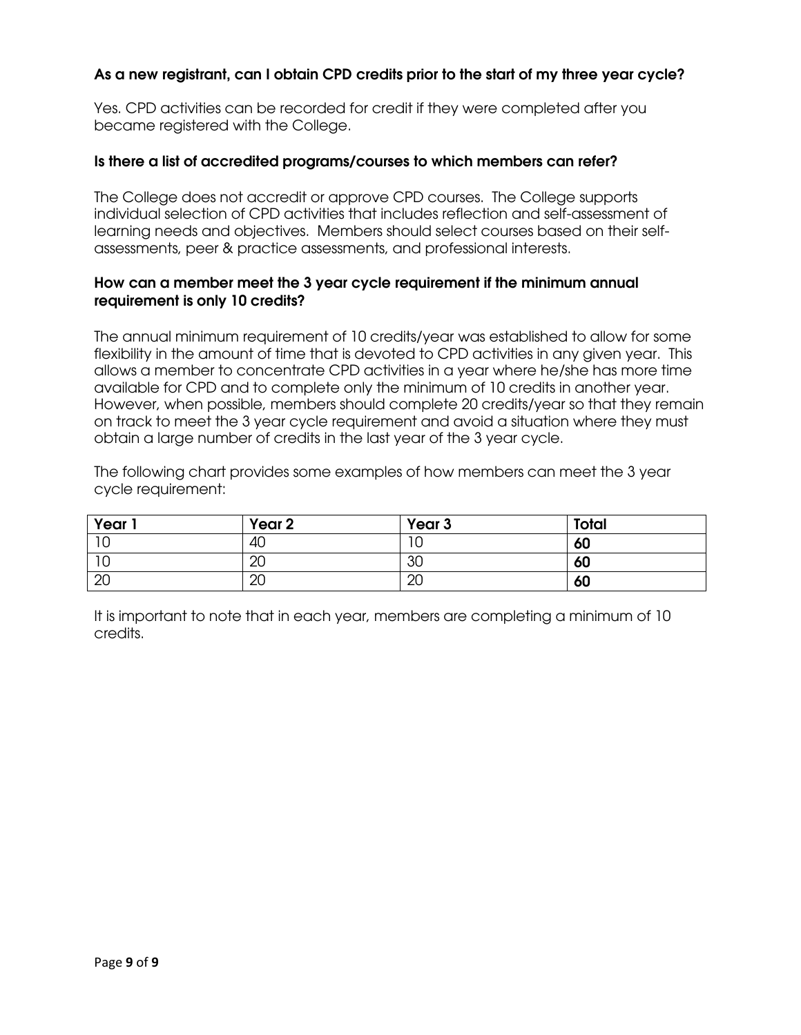**As a new registrant, can I obtain CPD credits prior to the start of my three year cycle?**

Yes. CPD activities can be recorded for credit if they were completed after you became registered with the College.

**Is there a list of accredited programs/courses to which members can refer?**

The College does not accredit or approve CPD courses. The College supports individual selection of CPD activities that includes reflection and self-assessment of learning needs and objectives. Members should select courses based on their self-assessments, peer & practice assessments, and professional interests.

**How can a member meet the 3 year cycle requirement if the minimum annual requirement is only 10 credits?**

The annual minimum requirement of 10 credits/year was established to allow for some flexibility in the amount of time that is devoted to CPD activities in any given year. This allows a member to concentrate CPD activities in a year where he/she has more time available for CPD and to complete only the minimum of 10 credits in another year. However, when possible, members should complete 20 credits/year so that they remain on track to meet the 3 year cycle requirement and avoid a situation where they must obtain a large number of credits in the last year of the 3 year cycle.

The following chart provides some examples of how members can meet the 3 year cycle requirement:

| Year 1 | Year 2 | Year 3 | Total |
|---|---|---|---|
| 10 | 40 | 10 | **60** |
| 10 | 20 | 30 | **60** |
| 20 | 20 | 20 | **60** |

It is important to note that in each year, members are completing a minimum of 10 credits.